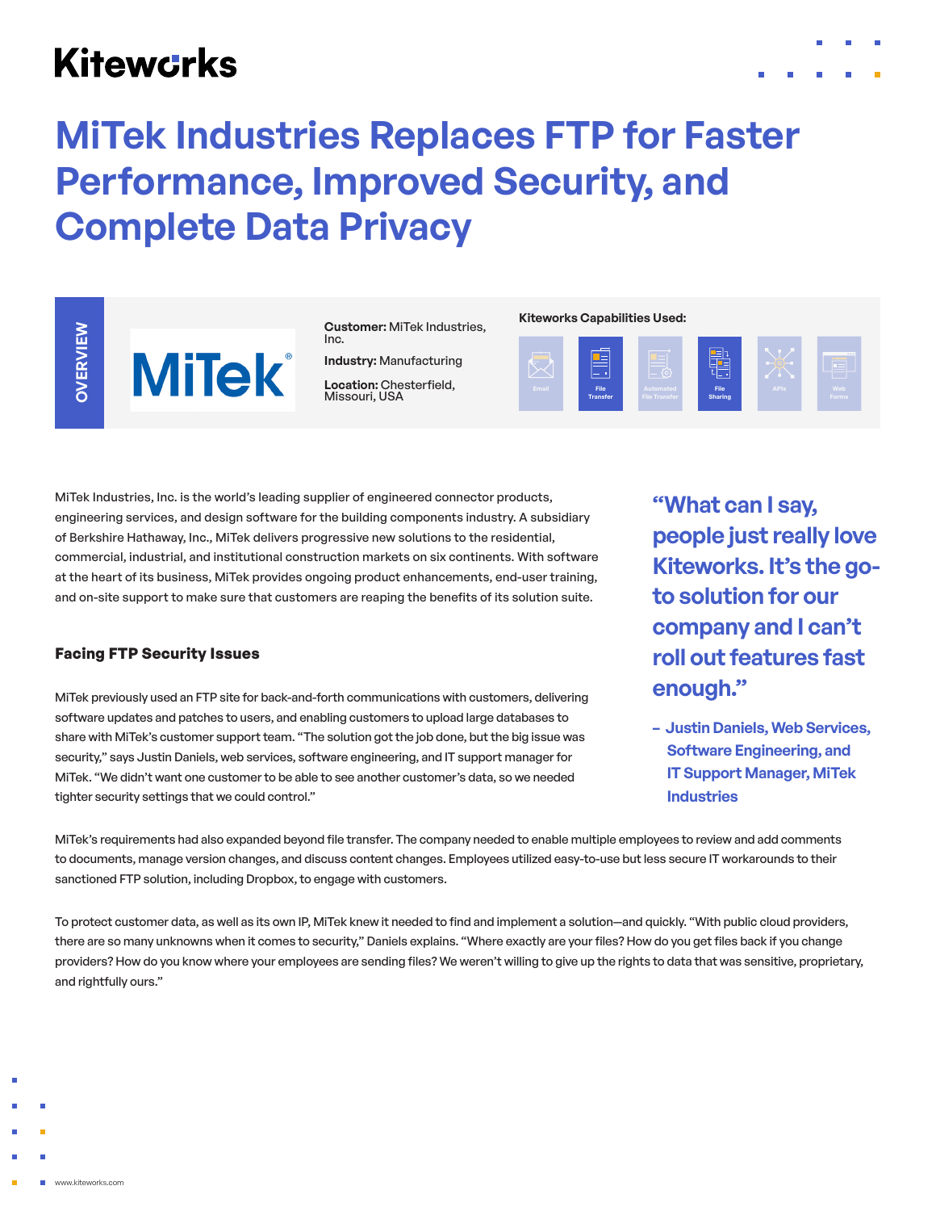Kiteworks

# MiTek Industries Replaces FTP for Faster Performance, Improved Security, and Complete Data Privacy

**OVERVIEW**

MiTek®

**Customer:** MiTek Industries, Inc.

**Industry:** Manufacturing

**Location:** Chesterfield, Missouri, USA

**Kiteworks Capabilities Used:**

Email | File Transfer | Automated File Transfer | File Sharing | APIs | Web Forms

MiTek Industries, Inc. is the world's leading supplier of engineered connector products, engineering services, and design software for the building components industry. A subsidiary of Berkshire Hathaway, Inc., MiTek delivers progressive new solutions to the residential, commercial, industrial, and institutional construction markets on six continents. With software at the heart of its business, MiTek provides ongoing product enhancements, end-user training, and on-site support to make sure that customers are reaping the benefits of its solution suite.

> "What can I say, people just really love Kiteworks. It's the go-to solution for our company and I can't roll out features fast enough."
>
> – Justin Daniels, Web Services, Software Engineering, and IT Support Manager, MiTek Industries

## Facing FTP Security Issues

MiTek previously used an FTP site for back-and-forth communications with customers, delivering software updates and patches to users, and enabling customers to upload large databases to share with MiTek's customer support team. "The solution got the job done, but the big issue was security," says Justin Daniels, web services, software engineering, and IT support manager for MiTek. "We didn't want one customer to be able to see another customer's data, so we needed tighter security settings that we could control."

MiTek's requirements had also expanded beyond file transfer. The company needed to enable multiple employees to review and add comments to documents, manage version changes, and discuss content changes. Employees utilized easy-to-use but less secure IT workarounds to their sanctioned FTP solution, including Dropbox, to engage with customers.

To protect customer data, as well as its own IP, MiTek knew it needed to find and implement a solution—and quickly. "With public cloud providers, there are so many unknowns when it comes to security," Daniels explains. "Where exactly are your files? How do you get files back if you change providers? How do you know where your employees are sending files? We weren't willing to give up the rights to data that was sensitive, proprietary, and rightfully ours."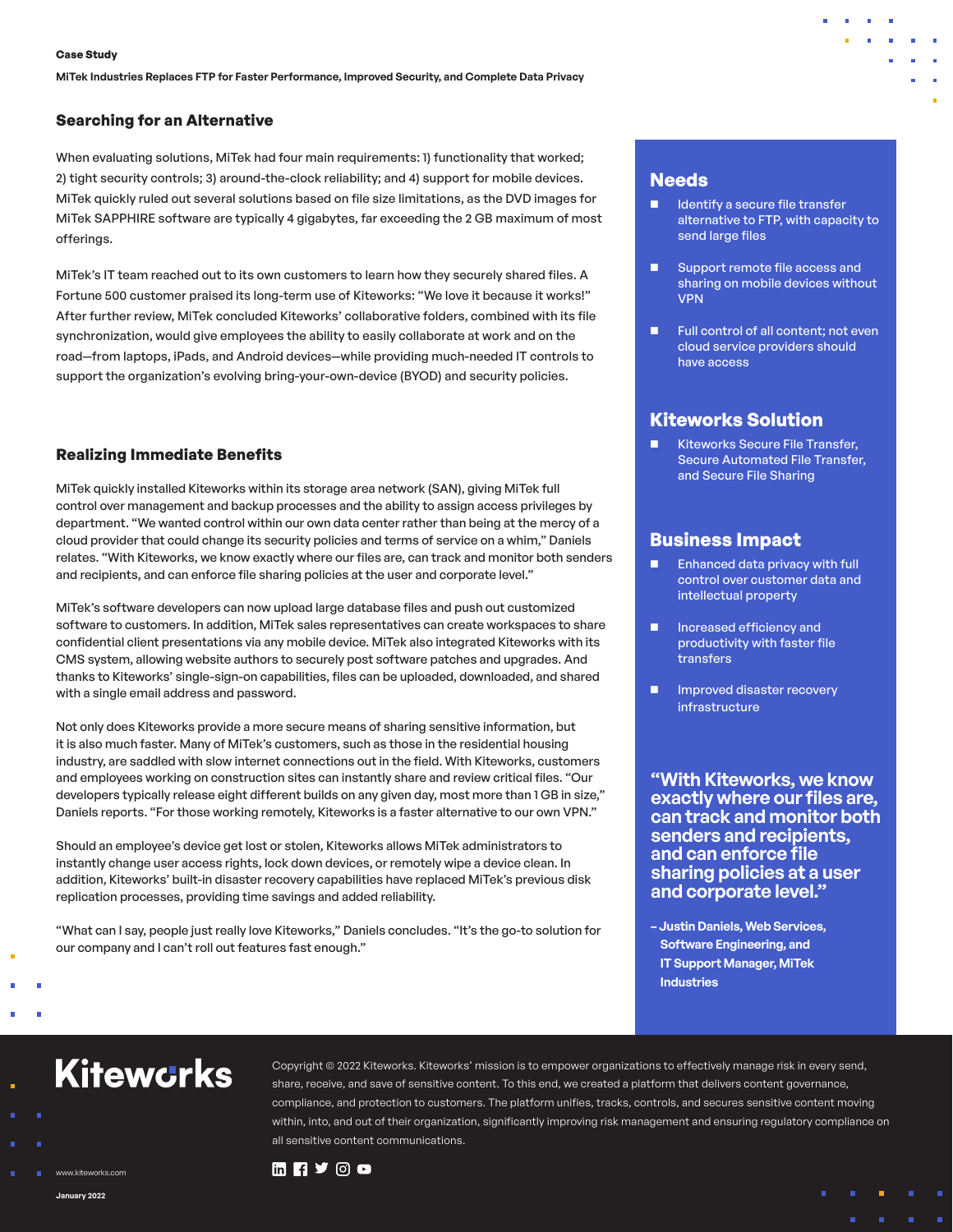## Searching for an Alternative

When evaluating solutions, MiTek had four main requirements: 1) functionality that worked; 2) tight security controls; 3) around-the-clock reliability; and 4) support for mobile devices. MiTek quickly ruled out several solutions based on file size limitations, as the DVD images for MiTek SAPPHIRE software are typically 4 gigabytes, far exceeding the 2 GB maximum of most offerings.

MiTek's IT team reached out to its own customers to learn how they securely shared files. A Fortune 500 customer praised its long-term use of Kiteworks: "We love it because it works!" After further review, MiTek concluded Kiteworks' collaborative folders, combined with its file synchronization, would give employees the ability to easily collaborate at work and on the road—from laptops, iPads, and Android devices—while providing much-needed IT controls to support the organization's evolving bring-your-own-device (BYOD) and security policies.

## Realizing Immediate Benefits

MiTek quickly installed Kiteworks within its storage area network (SAN), giving MiTek full control over management and backup processes and the ability to assign access privileges by department. "We wanted control within our own data center rather than being at the mercy of a cloud provider that could change its security policies and terms of service on a whim," Daniels relates. "With Kiteworks, we know exactly where our files are, can track and monitor both senders and recipients, and can enforce file sharing policies at the user and corporate level."

MiTek's software developers can now upload large database files and push out customized software to customers. In addition, MiTek sales representatives can create workspaces to share confidential client presentations via any mobile device. MiTek also integrated Kiteworks with its CMS system, allowing website authors to securely post software patches and upgrades. And thanks to Kiteworks' single-sign-on capabilities, files can be uploaded, downloaded, and shared with a single email address and password.

Not only does Kiteworks provide a more secure means of sharing sensitive information, but it is also much faster. Many of MiTek's customers, such as those in the residential housing industry, are saddled with slow internet connections out in the field. With Kiteworks, customers and employees working on construction sites can instantly share and review critical files. "Our developers typically release eight different builds on any given day, most more than 1 GB in size," Daniels reports. "For those working remotely, Kiteworks is a faster alternative to our own VPN."

Should an employee's device get lost or stolen, Kiteworks allows MiTek administrators to instantly change user access rights, lock down devices, or remotely wipe a device clean. In addition, Kiteworks' built-in disaster recovery capabilities have replaced MiTek's previous disk replication processes, providing time savings and added reliability.

"What can I say, people just really love Kiteworks," Daniels concludes. "It's the go-to solution for our company and I can't roll out features fast enough."

## Needs

- Identify a secure file transfer alternative to FTP, with capacity to send large files
- Support remote file access and sharing on mobile devices without VPN
- Full control of all content; not even cloud service providers should have access

## Kiteworks Solution

- Kiteworks Secure File Transfer, Secure Automated File Transfer, and Secure File Sharing

## Business Impact

- Enhanced data privacy with full control over customer data and intellectual property
- Increased efficiency and productivity with faster file transfers
- Improved disaster recovery infrastructure

**"With Kiteworks, we know exactly where our files are, can track and monitor both senders and recipients, and can enforce file sharing policies at a user and corporate level."**

**– Justin Daniels, Web Services, Software Engineering, and IT Support Manager, MiTek Industries**

Kiteworks

Copyright © 2022 Kiteworks. Kiteworks' mission is to empower organizations to effectively manage risk in every send, share, receive, and save of sensitive content. To this end, we created a platform that delivers content governance, compliance, and protection to customers. The platform unifies, tracks, controls, and secures sensitive content moving within, into, and out of their organization, significantly improving risk management and ensuring regulatory compliance on all sensitive content communications.

www.kiteworks.com

January 2022